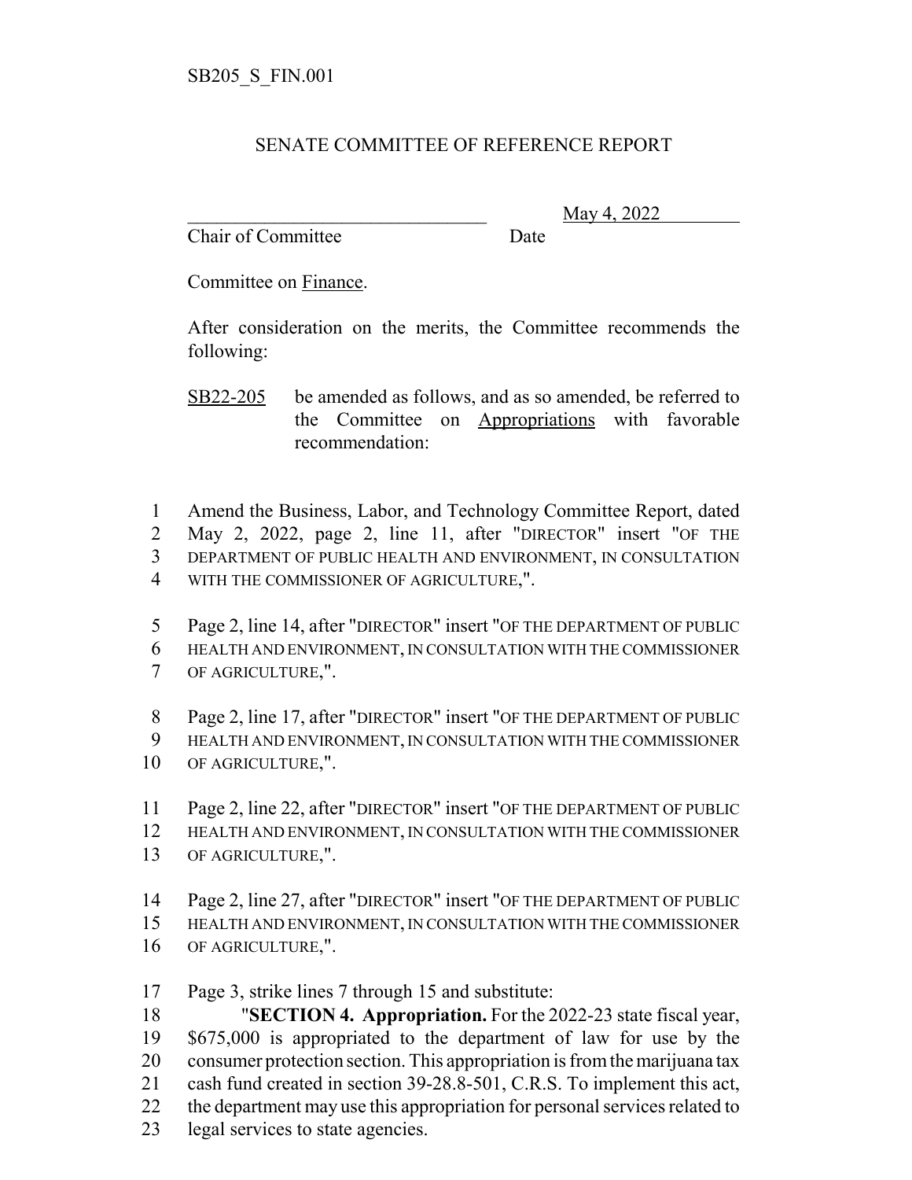SB205_S_FIN.001

# SENATE COMMITTEE OF REFERENCE REPORT

________________________________ May 4, 2022
Chair of Committee Date

Committee on Finance.

After consideration on the merits, the Committee recommends the following:

SB22-205 be amended as follows, and as so amended, be referred to the Committee on Appropriations with favorable recommendation:

1 Amend the Business, Labor, and Technology Committee Report, dated
2 May 2, 2022, page 2, line 11, after "DIRECTOR" insert "OF THE
3 DEPARTMENT OF PUBLIC HEALTH AND ENVIRONMENT, IN CONSULTATION
4 WITH THE COMMISSIONER OF AGRICULTURE,".

5 Page 2, line 14, after "DIRECTOR" insert "OF THE DEPARTMENT OF PUBLIC
6 HEALTH AND ENVIRONMENT, IN CONSULTATION WITH THE COMMISSIONER
7 OF AGRICULTURE,".

8 Page 2, line 17, after "DIRECTOR" insert "OF THE DEPARTMENT OF PUBLIC
9 HEALTH AND ENVIRONMENT, IN CONSULTATION WITH THE COMMISSIONER
10 OF AGRICULTURE,".

11 Page 2, line 22, after "DIRECTOR" insert "OF THE DEPARTMENT OF PUBLIC
12 HEALTH AND ENVIRONMENT, IN CONSULTATION WITH THE COMMISSIONER
13 OF AGRICULTURE,".

14 Page 2, line 27, after "DIRECTOR" insert "OF THE DEPARTMENT OF PUBLIC
15 HEALTH AND ENVIRONMENT, IN CONSULTATION WITH THE COMMISSIONER
16 OF AGRICULTURE,".

17 Page 3, strike lines 7 through 15 and substitute:
18 "**SECTION 4. Appropriation.** For the 2022-23 state fiscal year,
19 $675,000 is appropriated to the department of law for use by the
20 consumer protection section. This appropriation is from the marijuana tax
21 cash fund created in section 39-28.8-501, C.R.S. To implement this act,
22 the department may use this appropriation for personal services related to
23 legal services to state agencies.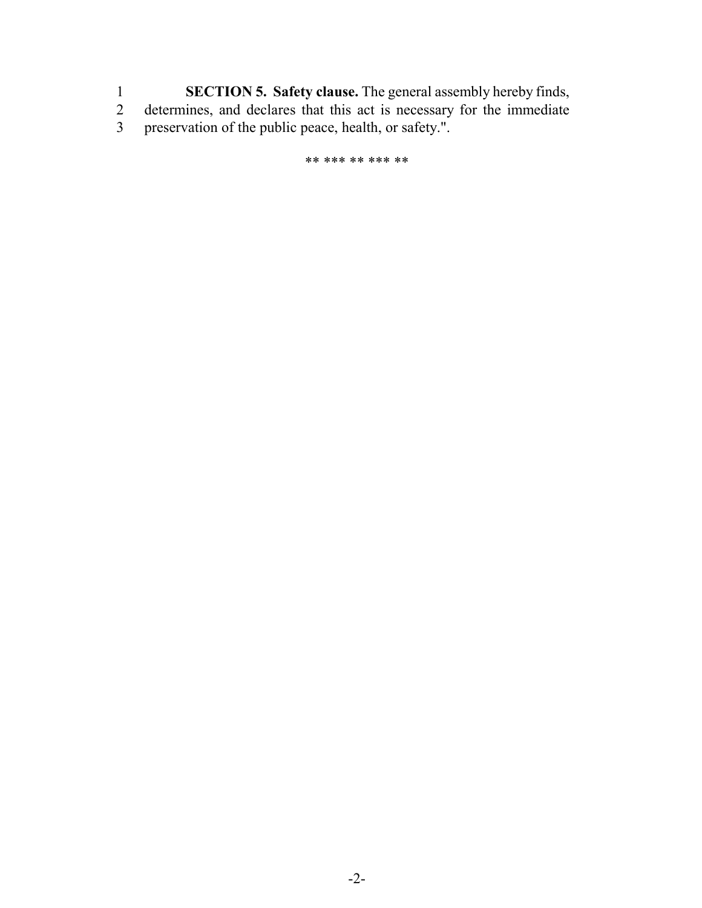**SECTION 5. Safety clause.** The general assembly hereby finds, determines, and declares that this act is necessary for the immediate preservation of the public peace, health, or safety.".

** *** ** *** **